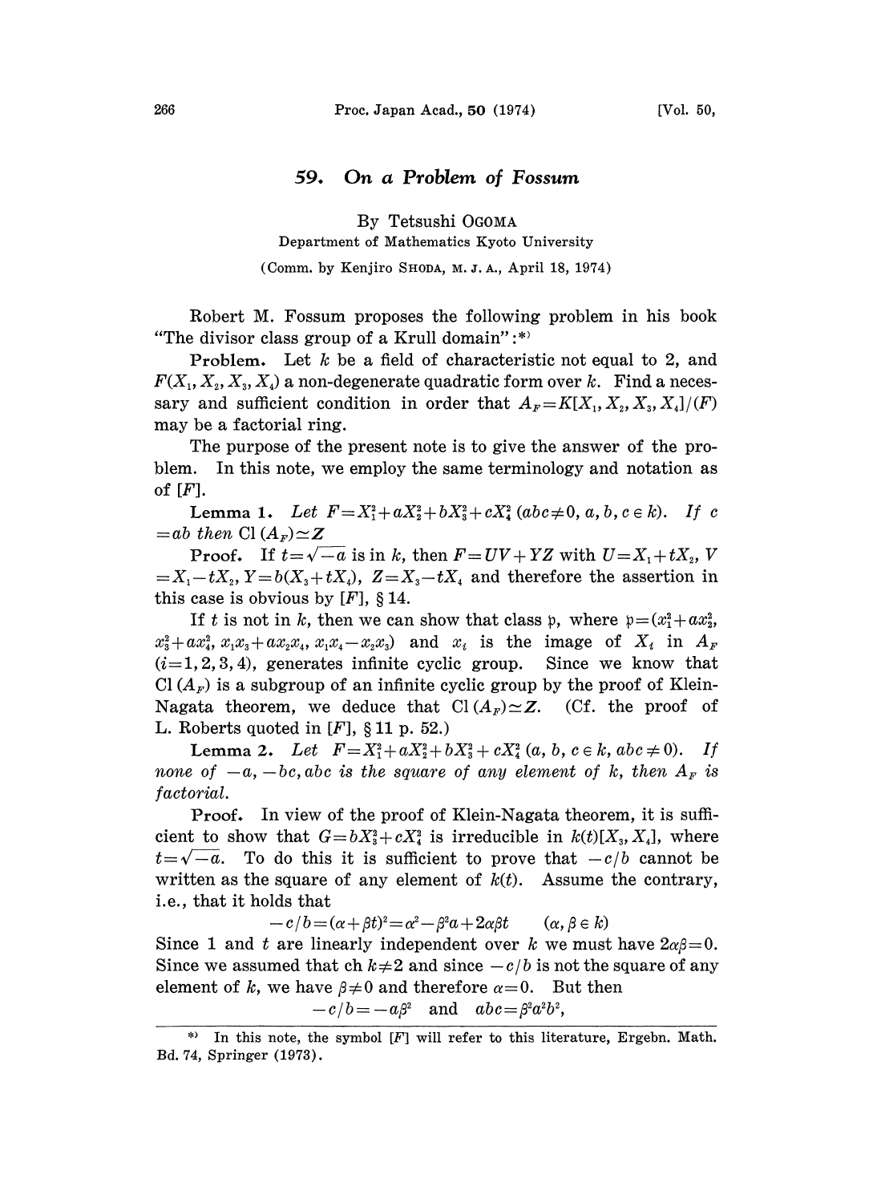# 59. On a Problem of Fossum

By Tetsushi OGOMA

Department of Mathematics Kyoto University

(Comm. by Kenjiro SHODA, M. J. A., April 18, 1974)

Robert M. Fossum proposes the following problem in his book "The divisor class group of a Krull domain":*)

**Problem.** Let $k$ be a field of characteristic not equal to 2, and $F(X_1, X_2, X_3, X_4)$ a non-degenerate quadratic form over $k$. Find a necessary and sufficient condition in order that $A_F = K[X_1, X_2, X_3, X_4]/(F)$ may be a factorial ring.

The purpose of the present note is to give the answer of the problem. In this note, we employ the same terminology and notation as of [F].

**Lemma 1.** *Let $F = X_1^2 + aX_2^2 + bX_3^2 + cX_4^2$ $(abc \neq 0,\ a, b, c \in k)$. If $c = ab$ then* $\mathrm{Cl}(A_F) \simeq \boldsymbol{Z}$

**Proof.** If $t = \sqrt{-a}$ is in $k$, then $F = UV + YZ$ with $U = X_1 + tX_2$, $V = X_1 - tX_2$, $Y = b(X_3 + tX_4)$, $Z = X_3 - tX_4$ and therefore the assertion in this case is obvious by [F], § 14.

If $t$ is not in $k$, then we can show that class $\mathfrak{p}$, where $\mathfrak{p} = (x_1^2 + ax_2^2,\ x_3^2 + ax_4^2,\ x_1x_3 + ax_2x_4,\ x_1x_4 - x_2x_3)$ and $x_i$ is the image of $X_i$ in $A_F$ $(i = 1, 2, 3, 4)$, generates infinite cyclic group. Since we know that $\mathrm{Cl}(A_F)$ is a subgroup of an infinite cyclic group by the proof of Klein-Nagata theorem, we deduce that $\mathrm{Cl}(A_F) \simeq \boldsymbol{Z}$. (Cf. the proof of L. Roberts quoted in [F], § 11 p. 52.)

**Lemma 2.** *Let $F = X_1^2 + aX_2^2 + bX_3^2 + cX_4^2$ $(a, b, c \in k,\ abc \neq 0)$. If none of $-a, -bc, abc$ is the square of any element of $k$, then $A_F$ is factorial.*

**Proof.** In view of the proof of Klein-Nagata theorem, it is sufficient to show that $G = bX_3^2 + cX_4^2$ is irreducible in $k(t)[X_3, X_4]$, where $t = \sqrt{-a}$. To do this it is sufficient to prove that $-c/b$ cannot be written as the square of any element of $k(t)$. Assume the contrary, i.e., that it holds that

$$-c/b = (\alpha + \beta t)^2 = \alpha^2 - \beta^2 a + 2\alpha\beta t \qquad (\alpha, \beta \in k)$$

Since 1 and $t$ are linearly independent over $k$ we must have $2\alpha\beta = 0$. Since we assumed that $\mathrm{ch}\, k \neq 2$ and since $-c/b$ is not the square of any element of $k$, we have $\beta \neq 0$ and therefore $\alpha = 0$. But then

$$-c/b = -a\beta^2 \quad \text{and} \quad abc = \beta^2 a^2 b^2,$$

*) In this note, the symbol [F] will refer to this literature, Ergebn. Math. Bd. 74, Springer (1973).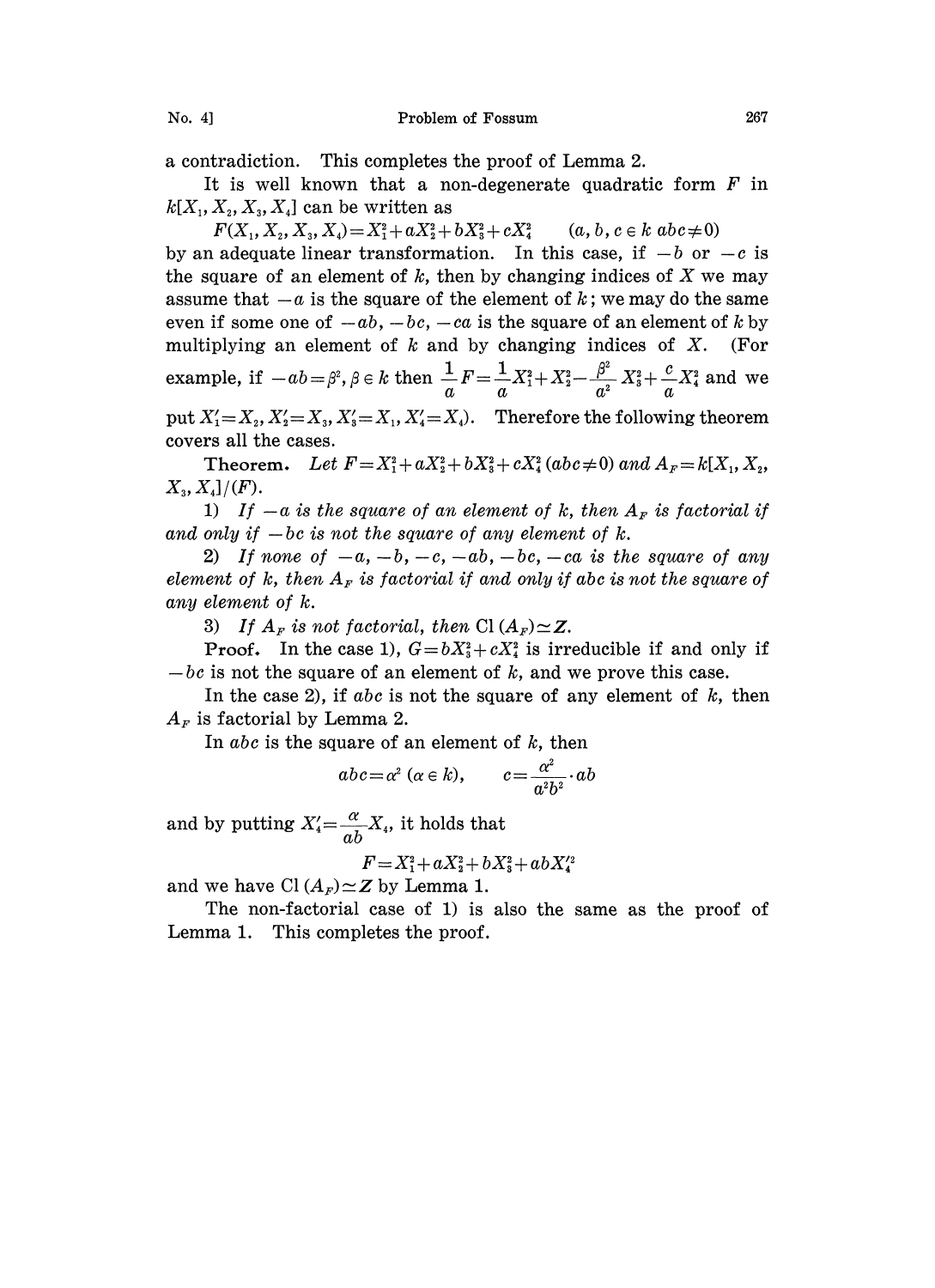a contradiction. This completes the proof of Lemma 2.

It is well known that a non-degenerate quadratic form $F$ in $k[X_1, X_2, X_3, X_4]$ can be written as

$$F(X_1, X_2, X_3, X_4) = X_1^2 + aX_2^2 + bX_3^2 + cX_4^2 \qquad (a, b, c \in k \ abc \neq 0)$$

by an adequate linear transformation. In this case, if $-b$ or $-c$ is the square of an element of $k$, then by changing indices of $X$ we may assume that $-a$ is the square of the element of $k$; we may do the same even if some one of $-ab$, $-bc$, $-ca$ is the square of an element of $k$ by multiplying an element of $k$ and by changing indices of $X$. (For example, if $-ab = \beta^2, \beta \in k$ then $\frac{1}{a}F = \frac{1}{a}X_1^2 + X_2^2 - \frac{\beta^2}{a^2}X_3^2 + \frac{c}{a}X_4^2$ and we put $X_1' = X_2, X_2' = X_3, X_3' = X_1, X_4' = X_4$). Therefore the following theorem covers all the cases.

**Theorem.** *Let $F = X_1^2 + aX_2^2 + bX_3^2 + cX_4^2$ $(abc \neq 0)$ and $A_F = k[X_1, X_2, X_3, X_4]/(F)$.*

1) *If $-a$ is the square of an element of $k$, then $A_F$ is factorial if and only if $-bc$ is not the square of any element of $k$.*

2) *If none of $-a, -b, -c, -ab, -bc, -ca$ is the square of any element of $k$, then $A_F$ is factorial if and only if $abc$ is not the square of any element of $k$.*

3) *If $A_F$ is not factorial, then* $\mathrm{Cl}(A_F) \simeq \mathbf{Z}$.

**Proof.** In the case 1), $G = bX_3^2 + cX_4^2$ is irreducible if and only if $-bc$ is not the square of an element of $k$, and we prove this case.

In the case 2), if $abc$ is not the square of any element of $k$, then $A_F$ is factorial by Lemma 2.

In $abc$ is the square of an element of $k$, then

$$abc = \alpha^2 \ (\alpha \in k), \qquad c = \frac{\alpha^2}{a^2b^2} \cdot ab$$

and by putting $X_4' = \frac{\alpha}{ab}X_4$, it holds that

$$F = X_1^2 + aX_2^2 + bX_3^2 + abX_4'^2$$

and we have $\mathrm{Cl}(A_F) \simeq \mathbf{Z}$ by Lemma 1.

The non-factorial case of 1) is also the same as the proof of Lemma 1. This completes the proof.